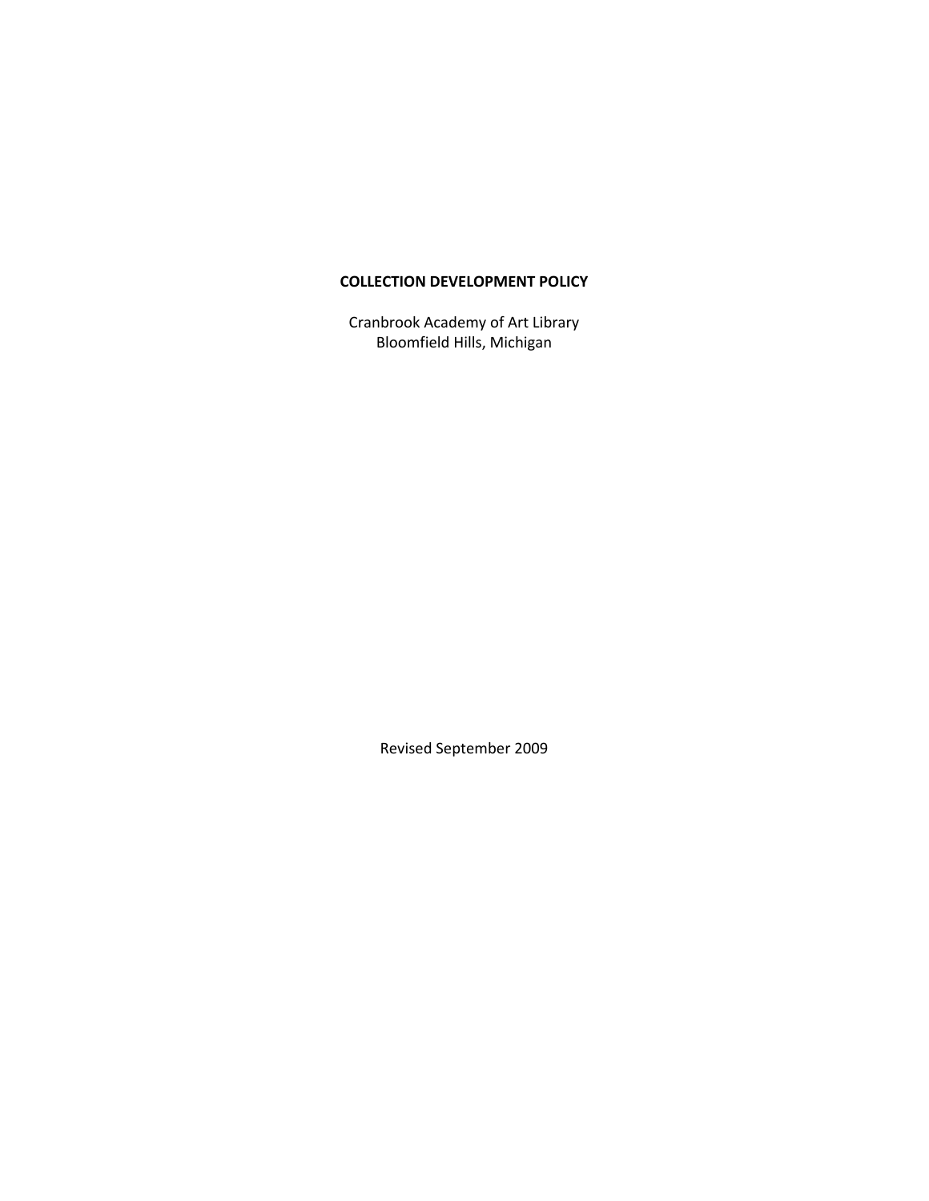# COLLECTION DEVELOPMENT POLICY

Cranbrook Academy of Art Library
Bloomfield Hills, Michigan

Revised September 2009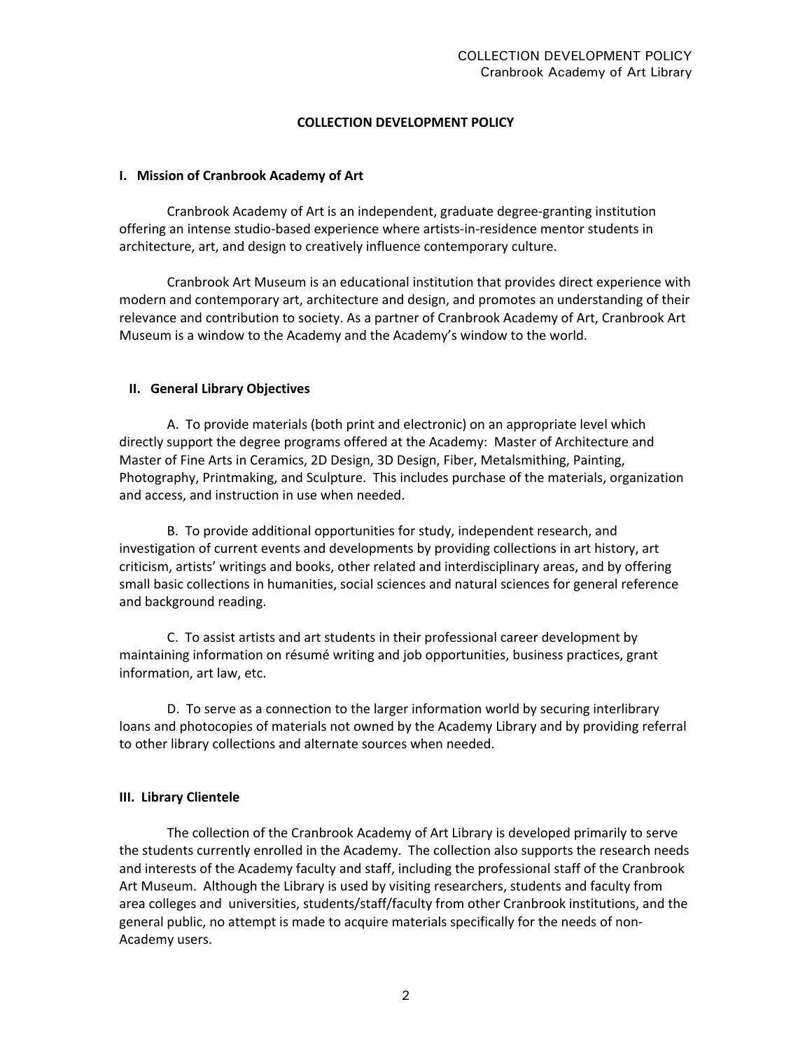## COLLECTION DEVELOPMENT POLICY

### I. Mission of Cranbrook Academy of Art

Cranbrook Academy of Art is an independent, graduate degree-granting institution offering an intense studio-based experience where artists-in-residence mentor students in architecture, art, and design to creatively influence contemporary culture.

Cranbrook Art Museum is an educational institution that provides direct experience with modern and contemporary art, architecture and design, and promotes an understanding of their relevance and contribution to society. As a partner of Cranbrook Academy of Art, Cranbrook Art Museum is a window to the Academy and the Academy's window to the world.

### II. General Library Objectives

A. To provide materials (both print and electronic) on an appropriate level which directly support the degree programs offered at the Academy: Master of Architecture and Master of Fine Arts in Ceramics, 2D Design, 3D Design, Fiber, Metalsmithing, Painting, Photography, Printmaking, and Sculpture. This includes purchase of the materials, organization and access, and instruction in use when needed.

B. To provide additional opportunities for study, independent research, and investigation of current events and developments by providing collections in art history, art criticism, artists' writings and books, other related and interdisciplinary areas, and by offering small basic collections in humanities, social sciences and natural sciences for general reference and background reading.

C. To assist artists and art students in their professional career development by maintaining information on résumé writing and job opportunities, business practices, grant information, art law, etc.

D. To serve as a connection to the larger information world by securing interlibrary loans and photocopies of materials not owned by the Academy Library and by providing referral to other library collections and alternate sources when needed.

### III. Library Clientele

The collection of the Cranbrook Academy of Art Library is developed primarily to serve the students currently enrolled in the Academy. The collection also supports the research needs and interests of the Academy faculty and staff, including the professional staff of the Cranbrook Art Museum. Although the Library is used by visiting researchers, students and faculty from area colleges and universities, students/staff/faculty from other Cranbrook institutions, and the general public, no attempt is made to acquire materials specifically for the needs of non-Academy users.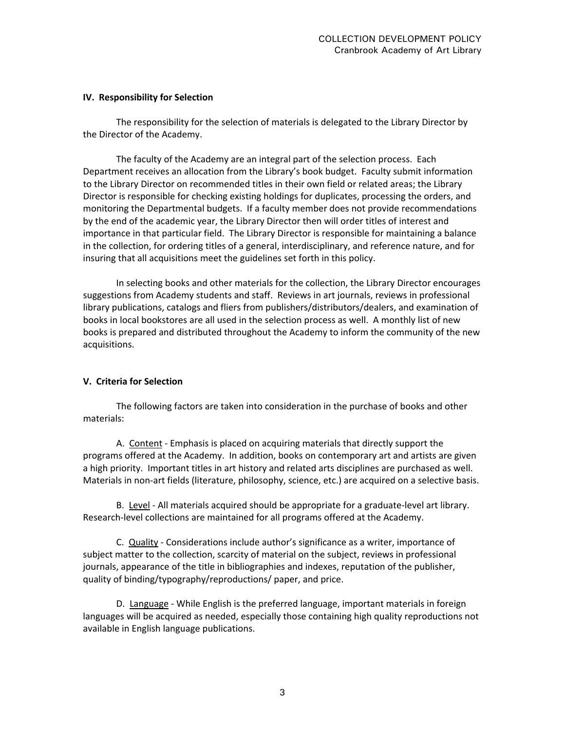### IV. Responsibility for Selection

The responsibility for the selection of materials is delegated to the Library Director by the Director of the Academy.

The faculty of the Academy are an integral part of the selection process. Each Department receives an allocation from the Library's book budget. Faculty submit information to the Library Director on recommended titles in their own field or related areas; the Library Director is responsible for checking existing holdings for duplicates, processing the orders, and monitoring the Departmental budgets. If a faculty member does not provide recommendations by the end of the academic year, the Library Director then will order titles of interest and importance in that particular field. The Library Director is responsible for maintaining a balance in the collection, for ordering titles of a general, interdisciplinary, and reference nature, and for insuring that all acquisitions meet the guidelines set forth in this policy.

In selecting books and other materials for the collection, the Library Director encourages suggestions from Academy students and staff. Reviews in art journals, reviews in professional library publications, catalogs and fliers from publishers/distributors/dealers, and examination of books in local bookstores are all used in the selection process as well. A monthly list of new books is prepared and distributed throughout the Academy to inform the community of the new acquisitions.

### V. Criteria for Selection

The following factors are taken into consideration in the purchase of books and other materials:

A. <u>Content</u> - Emphasis is placed on acquiring materials that directly support the programs offered at the Academy. In addition, books on contemporary art and artists are given a high priority. Important titles in art history and related arts disciplines are purchased as well. Materials in non-art fields (literature, philosophy, science, etc.) are acquired on a selective basis.

B. <u>Level</u> - All materials acquired should be appropriate for a graduate-level art library. Research-level collections are maintained for all programs offered at the Academy.

C. <u>Quality</u> - Considerations include author's significance as a writer, importance of subject matter to the collection, scarcity of material on the subject, reviews in professional journals, appearance of the title in bibliographies and indexes, reputation of the publisher, quality of binding/typography/reproductions/ paper, and price.

D. <u>Language</u> - While English is the preferred language, important materials in foreign languages will be acquired as needed, especially those containing high quality reproductions not available in English language publications.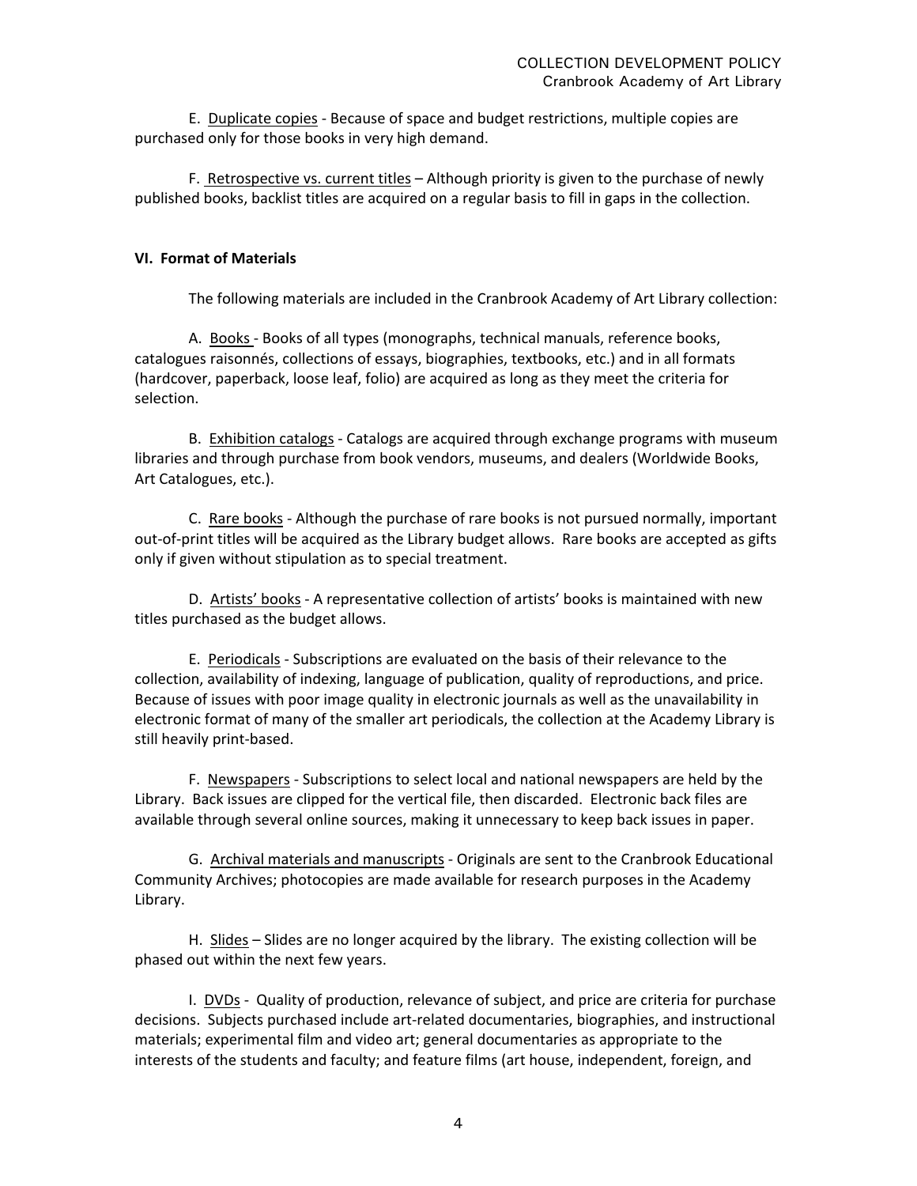E. <u>Duplicate copies</u> - Because of space and budget restrictions, multiple copies are purchased only for those books in very high demand.

F. <u>Retrospective vs. current titles</u> – Although priority is given to the purchase of newly published books, backlist titles are acquired on a regular basis to fill in gaps in the collection.

**VI. Format of Materials**

The following materials are included in the Cranbrook Academy of Art Library collection:

A. <u>Books</u> - Books of all types (monographs, technical manuals, reference books, catalogues raisonnés, collections of essays, biographies, textbooks, etc.) and in all formats (hardcover, paperback, loose leaf, folio) are acquired as long as they meet the criteria for selection.

B. <u>Exhibition catalogs</u> - Catalogs are acquired through exchange programs with museum libraries and through purchase from book vendors, museums, and dealers (Worldwide Books, Art Catalogues, etc.).

C. <u>Rare books</u> - Although the purchase of rare books is not pursued normally, important out-of-print titles will be acquired as the Library budget allows. Rare books are accepted as gifts only if given without stipulation as to special treatment.

D. <u>Artists' books</u> - A representative collection of artists' books is maintained with new titles purchased as the budget allows.

E. <u>Periodicals</u> - Subscriptions are evaluated on the basis of their relevance to the collection, availability of indexing, language of publication, quality of reproductions, and price. Because of issues with poor image quality in electronic journals as well as the unavailability in electronic format of many of the smaller art periodicals, the collection at the Academy Library is still heavily print-based.

F. <u>Newspapers</u> - Subscriptions to select local and national newspapers are held by the Library. Back issues are clipped for the vertical file, then discarded. Electronic back files are available through several online sources, making it unnecessary to keep back issues in paper.

G. <u>Archival materials and manuscripts</u> - Originals are sent to the Cranbrook Educational Community Archives; photocopies are made available for research purposes in the Academy Library.

H. <u>Slides</u> – Slides are no longer acquired by the library. The existing collection will be phased out within the next few years.

I. <u>DVDs</u> - Quality of production, relevance of subject, and price are criteria for purchase decisions. Subjects purchased include art-related documentaries, biographies, and instructional materials; experimental film and video art; general documentaries as appropriate to the interests of the students and faculty; and feature films (art house, independent, foreign, and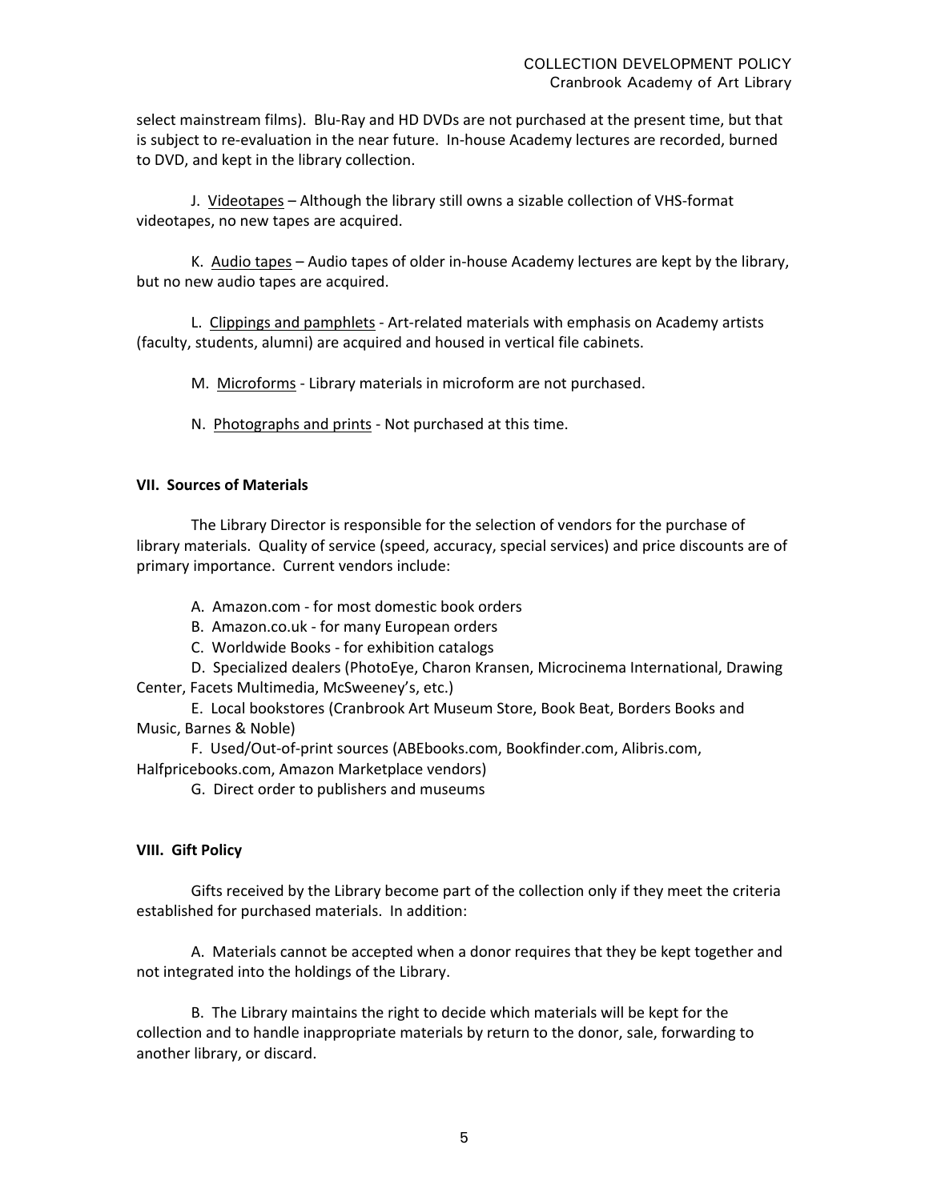select mainstream films). Blu-Ray and HD DVDs are not purchased at the present time, but that is subject to re-evaluation in the near future. In-house Academy lectures are recorded, burned to DVD, and kept in the library collection.

J. Videotapes – Although the library still owns a sizable collection of VHS-format videotapes, no new tapes are acquired.

K. Audio tapes – Audio tapes of older in-house Academy lectures are kept by the library, but no new audio tapes are acquired.

L. Clippings and pamphlets - Art-related materials with emphasis on Academy artists (faculty, students, alumni) are acquired and housed in vertical file cabinets.

M. Microforms - Library materials in microform are not purchased.

N. Photographs and prints - Not purchased at this time.

**VII. Sources of Materials**

The Library Director is responsible for the selection of vendors for the purchase of library materials. Quality of service (speed, accuracy, special services) and price discounts are of primary importance. Current vendors include:

A. Amazon.com - for most domestic book orders
B. Amazon.co.uk - for many European orders
C. Worldwide Books - for exhibition catalogs
D. Specialized dealers (PhotoEye, Charon Kransen, Microcinema International, Drawing Center, Facets Multimedia, McSweeney's, etc.)
E. Local bookstores (Cranbrook Art Museum Store, Book Beat, Borders Books and Music, Barnes & Noble)
F. Used/Out-of-print sources (ABEbooks.com, Bookfinder.com, Alibris.com, Halfpricebooks.com, Amazon Marketplace vendors)
G. Direct order to publishers and museums

**VIII. Gift Policy**

Gifts received by the Library become part of the collection only if they meet the criteria established for purchased materials. In addition:

A. Materials cannot be accepted when a donor requires that they be kept together and not integrated into the holdings of the Library.

B. The Library maintains the right to decide which materials will be kept for the collection and to handle inappropriate materials by return to the donor, sale, forwarding to another library, or discard.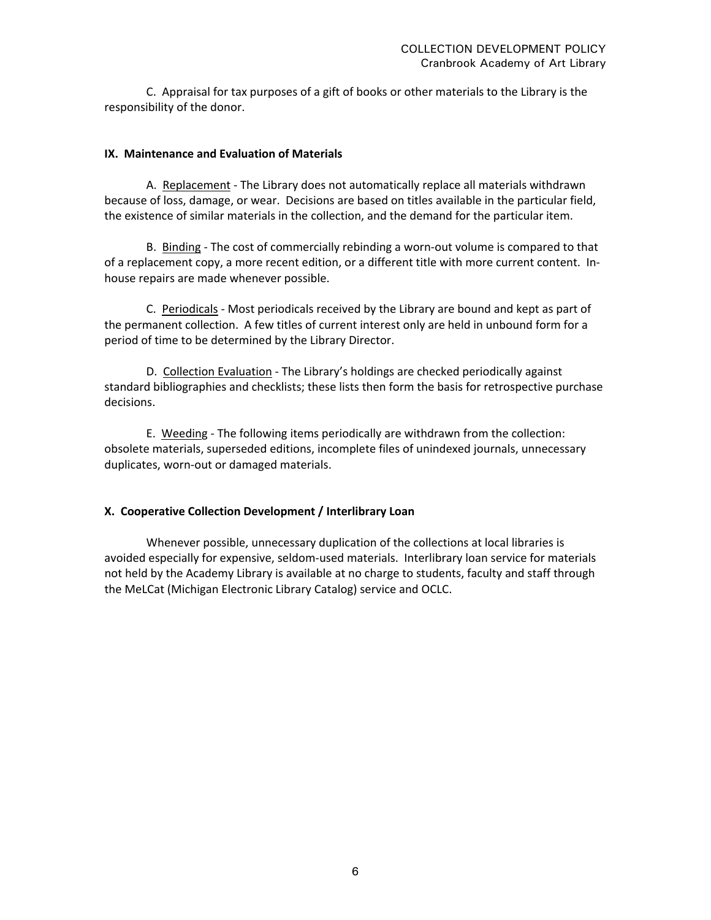C. Appraisal for tax purposes of a gift of books or other materials to the Library is the responsibility of the donor.

## IX. Maintenance and Evaluation of Materials

A. Replacement - The Library does not automatically replace all materials withdrawn because of loss, damage, or wear. Decisions are based on titles available in the particular field, the existence of similar materials in the collection, and the demand for the particular item.

B. Binding - The cost of commercially rebinding a worn-out volume is compared to that of a replacement copy, a more recent edition, or a different title with more current content. In-house repairs are made whenever possible.

C. Periodicals - Most periodicals received by the Library are bound and kept as part of the permanent collection. A few titles of current interest only are held in unbound form for a period of time to be determined by the Library Director.

D. Collection Evaluation - The Library's holdings are checked periodically against standard bibliographies and checklists; these lists then form the basis for retrospective purchase decisions.

E. Weeding - The following items periodically are withdrawn from the collection: obsolete materials, superseded editions, incomplete files of unindexed journals, unnecessary duplicates, worn-out or damaged materials.

## X. Cooperative Collection Development / Interlibrary Loan

Whenever possible, unnecessary duplication of the collections at local libraries is avoided especially for expensive, seldom-used materials. Interlibrary loan service for materials not held by the Academy Library is available at no charge to students, faculty and staff through the MeLCat (Michigan Electronic Library Catalog) service and OCLC.